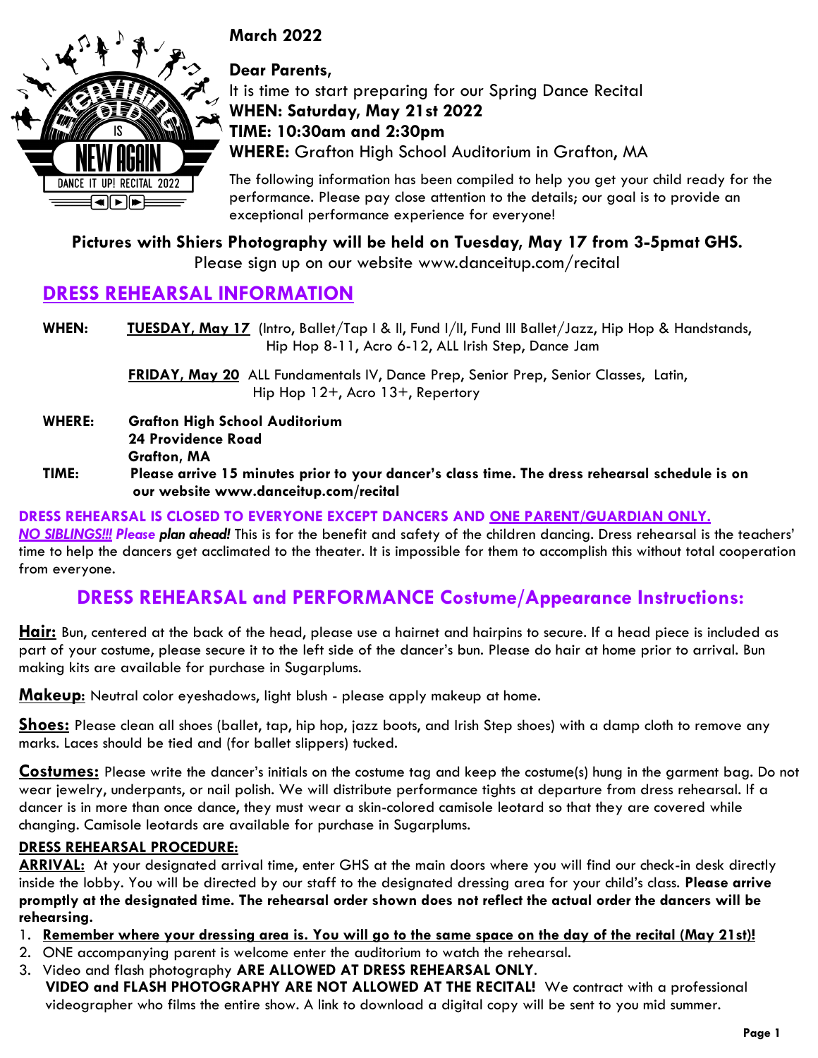**March 2022**

**Dear Parents,**
It is time to start preparing for our Spring Dance Recital
**WHEN: Saturday, May 21st 2022**
**TIME: 10:30am and 2:30pm**
**WHERE:** Grafton High School Auditorium in Grafton, MA

The following information has been compiled to help you get your child ready for the performance. Please pay close attention to the details; our goal is to provide an exceptional performance experience for everyone!

**Pictures with Shiers Photography will be held on Tuesday, May 17 from 3-5pmat GHS.**
Please sign up on our website www.danceitup.com/recital

## DRESS REHEARSAL INFORMATION

**WHEN:** **TUESDAY, May 17** (Intro, Ballet/Tap I & II, Fund I/II, Fund III Ballet/Jazz, Hip Hop & Handstands, Hip Hop 8-11, Acro 6-12, ALL Irish Step, Dance Jam

**FRIDAY, May 20** ALL Fundamentals IV, Dance Prep, Senior Prep, Senior Classes, Latin, Hip Hop 12+, Acro 13+, Repertory

**WHERE:** **Grafton High School Auditorium**
**24 Providence Road**
**Grafton, MA**

**TIME:** **Please arrive 15 minutes prior to your dancer's class time. The dress rehearsal schedule is on our website www.danceitup.com/recital**

**DRESS REHEARSAL IS CLOSED TO EVERYONE EXCEPT DANCERS AND ONE PARENT/GUARDIAN ONLY.**
***NO SIBLINGS!!! Please plan ahead!*** This is for the benefit and safety of the children dancing. Dress rehearsal is the teachers' time to help the dancers get acclimated to the theater. It is impossible for them to accomplish this without total cooperation from everyone.

## DRESS REHEARSAL and PERFORMANCE Costume/Appearance Instructions:

**Hair:** Bun, centered at the back of the head, please use a hairnet and hairpins to secure. If a head piece is included as part of your costume, please secure it to the left side of the dancer's bun. Please do hair at home prior to arrival. Bun making kits are available for purchase in Sugarplums.

**Makeup:** Neutral color eyeshadows, light blush - please apply makeup at home.

**Shoes:** Please clean all shoes (ballet, tap, hip hop, jazz boots, and Irish Step shoes) with a damp cloth to remove any marks. Laces should be tied and (for ballet slippers) tucked.

**Costumes:** Please write the dancer's initials on the costume tag and keep the costume(s) hung in the garment bag. Do not wear jewelry, underpants, or nail polish. We will distribute performance tights at departure from dress rehearsal. If a dancer is in more than once dance, they must wear a skin-colored camisole leotard so that they are covered while changing. Camisole leotards are available for purchase in Sugarplums.

**DRESS REHEARSAL PROCEDURE:**

**ARRIVAL:** At your designated arrival time, enter GHS at the main doors where you will find our check-in desk directly inside the lobby. You will be directed by our staff to the designated dressing area for your child's class. **Please arrive promptly at the designated time. The rehearsal order shown does not reflect the actual order the dancers will be rehearsing.**

1. **Remember where your dressing area is. You will go to the same space on the day of the recital (May 21st)!**
2. ONE accompanying parent is welcome enter the auditorium to watch the rehearsal.
3. Video and flash photography **ARE ALLOWED AT DRESS REHEARSAL ONLY**.
   **VIDEO and FLASH PHOTOGRAPHY ARE NOT ALLOWED AT THE RECITAL!** We contract with a professional videographer who films the entire show. A link to download a digital copy will be sent to you mid summer.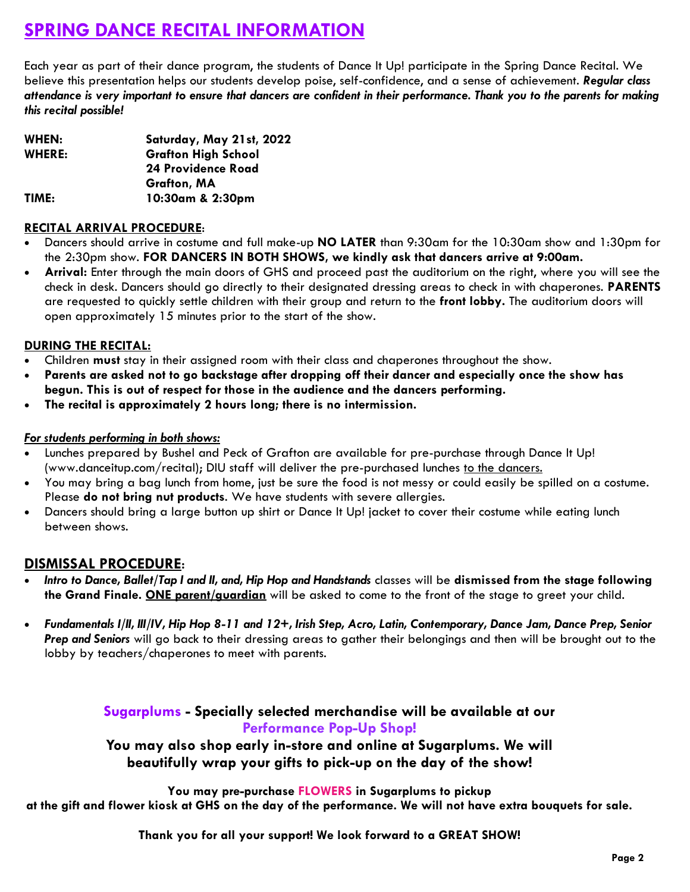# SPRING DANCE RECITAL INFORMATION

Each year as part of their dance program, the students of Dance It Up! participate in the Spring Dance Recital. We believe this presentation helps our students develop poise, self-confidence, and a sense of achievement. ***Regular class attendance is very important to ensure that dancers are confident in their performance. Thank you to the parents for making this recital possible!***

| | |
|---|---|
| **WHEN:** | **Saturday, May 21st, 2022** |
| **WHERE:** | **Grafton High School**<br>**24 Providence Road**<br>**Grafton, MA** |
| **TIME:** | **10:30am & 2:30pm** |

## RECITAL ARRIVAL PROCEDURE:

- Dancers should arrive in costume and full make-up **NO LATER** than 9:30am for the 10:30am show and 1:30pm for the 2:30pm show. **FOR DANCERS IN BOTH SHOWS, we kindly ask that dancers arrive at 9:00am.**
- **Arrival:** Enter through the main doors of GHS and proceed past the auditorium on the right, where you will see the check in desk. Dancers should go directly to their designated dressing areas to check in with chaperones. **PARENTS** are requested to quickly settle children with their group and return to the **front lobby.** The auditorium doors will open approximately 15 minutes prior to the start of the show.

## DURING THE RECITAL:

- Children **must** stay in their assigned room with their class and chaperones throughout the show.
- **Parents are asked not to go backstage after dropping off their dancer and especially once the show has begun. This is out of respect for those in the audience and the dancers performing.**
- **The recital is approximately 2 hours long; there is no intermission.**

### *For students performing in both shows:*

- Lunches prepared by Bushel and Peck of Grafton are available for pre-purchase through Dance It Up! (www.danceitup.com/recital); DIU staff will deliver the pre-purchased lunches to the dancers.
- You may bring a bag lunch from home, just be sure the food is not messy or could easily be spilled on a costume. Please **do not bring nut products**. We have students with severe allergies.
- Dancers should bring a large button up shirt or Dance It Up! jacket to cover their costume while eating lunch between shows.

## DISMISSAL PROCEDURE:

- ***Intro to Dance, Ballet/Tap I and II, and, Hip Hop and Handstands*** classes will be **dismissed from the stage following the Grand Finale. ONE parent/guardian** will be asked to come to the front of the stage to greet your child.
- ***Fundamentals I/II, III/IV, Hip Hop 8-11 and 12+, Irish Step, Acro, Latin, Contemporary, Dance Jam, Dance Prep, Senior Prep and Seniors*** will go back to their dressing areas to gather their belongings and then will be brought out to the lobby by teachers/chaperones to meet with parents.

**Sugarplums - Specially selected merchandise will be available at our Performance Pop-Up Shop!**

**You may also shop early in-store and online at Sugarplums. We will beautifully wrap your gifts to pick-up on the day of the show!**

**You may pre-purchase FLOWERS in Sugarplums to pickup at the gift and flower kiosk at GHS on the day of the performance. We will not have extra bouquets for sale.**

**Thank you for all your support! We look forward to a GREAT SHOW!**